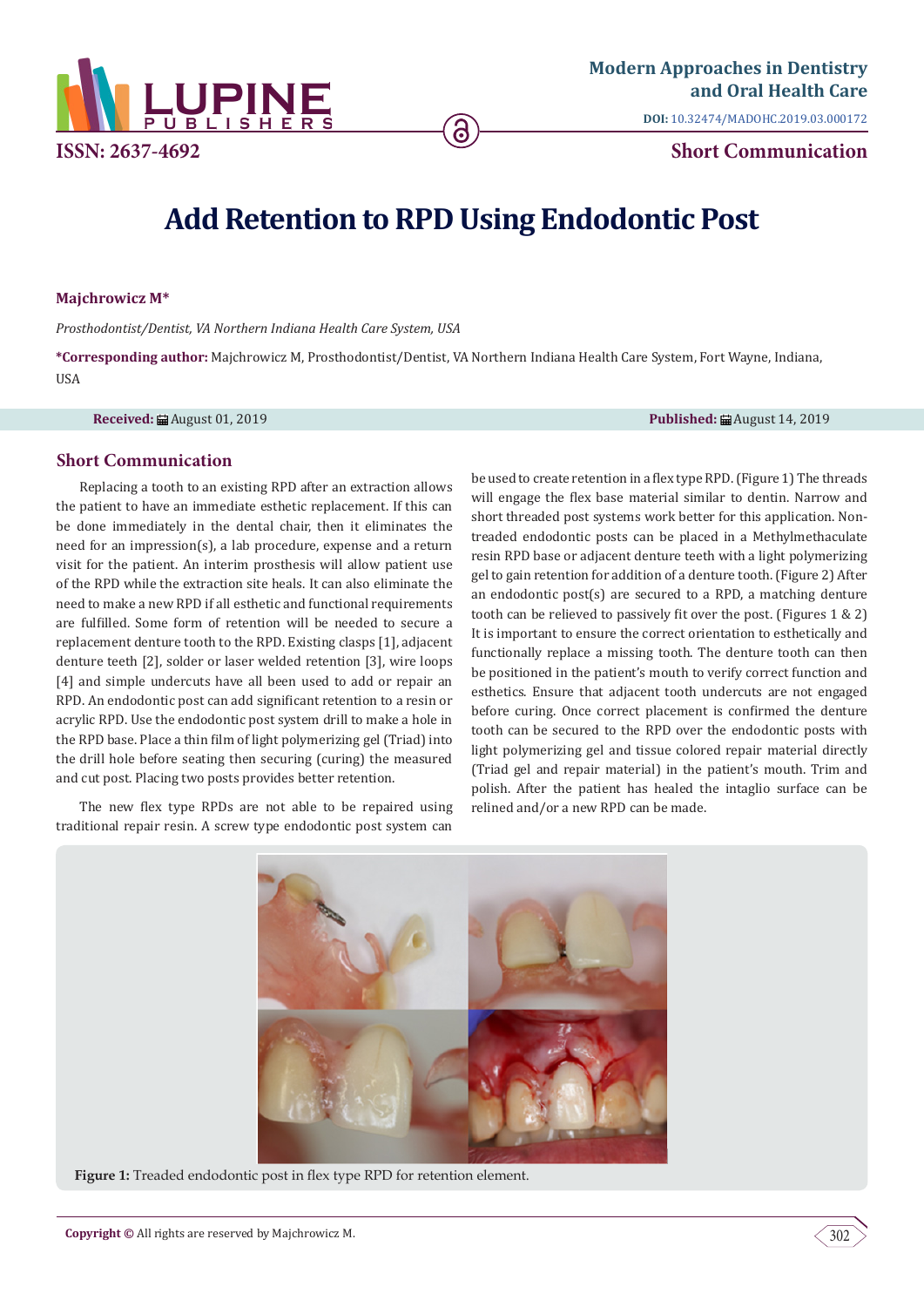# Add Retention to RPD Using Endodontic Post

**Majchrowicz M***

*Prosthodontist/Dentist, VA Northern Indiana Health Care System, USA*

***Corresponding author:** Majchrowicz M, Prosthodontist/Dentist, VA Northern Indiana Health Care System, Fort Wayne, Indiana, USA

**Received:** August 01, 2019 **Published:** August 14, 2019

## Short Communication

Replacing a tooth to an existing RPD after an extraction allows the patient to have an immediate esthetic replacement. If this can be done immediately in the dental chair, then it eliminates the need for an impression(s), a lab procedure, expense and a return visit for the patient. An interim prosthesis will allow patient use of the RPD while the extraction site heals. It can also eliminate the need to make a new RPD if all esthetic and functional requirements are fulfilled. Some form of retention will be needed to secure a replacement denture tooth to the RPD. Existing clasps [1], adjacent denture teeth [2], solder or laser welded retention [3], wire loops [4] and simple undercuts have all been used to add or repair an RPD. An endodontic post can add significant retention to a resin or acrylic RPD. Use the endodontic post system drill to make a hole in the RPD base. Place a thin film of light polymerizing gel (Triad) into the drill hole before seating then securing (curing) the measured and cut post. Placing two posts provides better retention.

The new flex type RPDs are not able to be repaired using traditional repair resin. A screw type endodontic post system can be used to create retention in a flex type RPD. (Figure 1) The threads will engage the flex base material similar to dentin. Narrow and short threaded post systems work better for this application. Non-treaded endodontic posts can be placed in a Methylmethaculate resin RPD base or adjacent denture teeth with a light polymerizing gel to gain retention for addition of a denture tooth. (Figure 2) After an endodontic post(s) are secured to a RPD, a matching denture tooth can be relieved to passively fit over the post. (Figures 1 & 2) It is important to ensure the correct orientation to esthetically and functionally replace a missing tooth. The denture tooth can then be positioned in the patient's mouth to verify correct function and esthetics. Ensure that adjacent tooth undercuts are not engaged before curing. Once correct placement is confirmed the denture tooth can be secured to the RPD over the endodontic posts with light polymerizing gel and tissue colored repair material directly (Triad gel and repair material) in the patient's mouth. Trim and polish. After the patient has healed the intaglio surface can be relined and/or a new RPD can be made.

**Figure 1:** Treaded endodontic post in flex type RPD for retention element.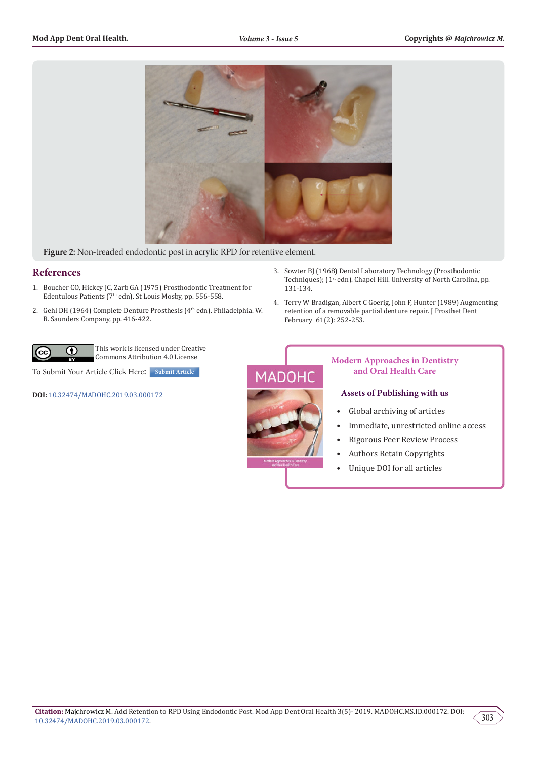**Figure 2:** Non-treaded endodontic post in acrylic RPD for retentive element.

## References

1. Boucher CO, Hickey JC, Zarb GA (1975) Prosthodontic Treatment for Edentulous Patients (7th edn). St Louis Mosby, pp. 556-558.
2. Gehl DH (1964) Complete Denture Prosthesis (4th edn). Philadelphia. W. B. Saunders Company, pp. 416-422.
3. Sowter BJ (1968) Dental Laboratory Technology (Prosthodontic Techniques); (1st edn). Chapel Hill. University of North Carolina, pp. 131-134.
4. Terry W Bradigan, Albert C Goerig, John F, Hunter (1989) Augmenting retention of a removable partial denture repair. J Prosthet Dent February 61(2): 252-253.

This work is licensed under Creative Commons Attribution 4.0 License

To Submit Your Article Click Here: Submit Article

**DOI:** 10.32474/MADOHC.2019.03.000172

MADOHC

**Modern Approaches in Dentistry and Oral Health Care**

**Assets of Publishing with us**

- Global archiving of articles
- Immediate, unrestricted online access
- Rigorous Peer Review Process
- Authors Retain Copyrights
- Unique DOI for all articles

**Citation:** Majchrowicz M. Add Retention to RPD Using Endodontic Post. Mod App Dent Oral Health 3(5)- 2019. MADOHC.MS.ID.000172. DOI: 10.32474/MADOHC.2019.03.000172.